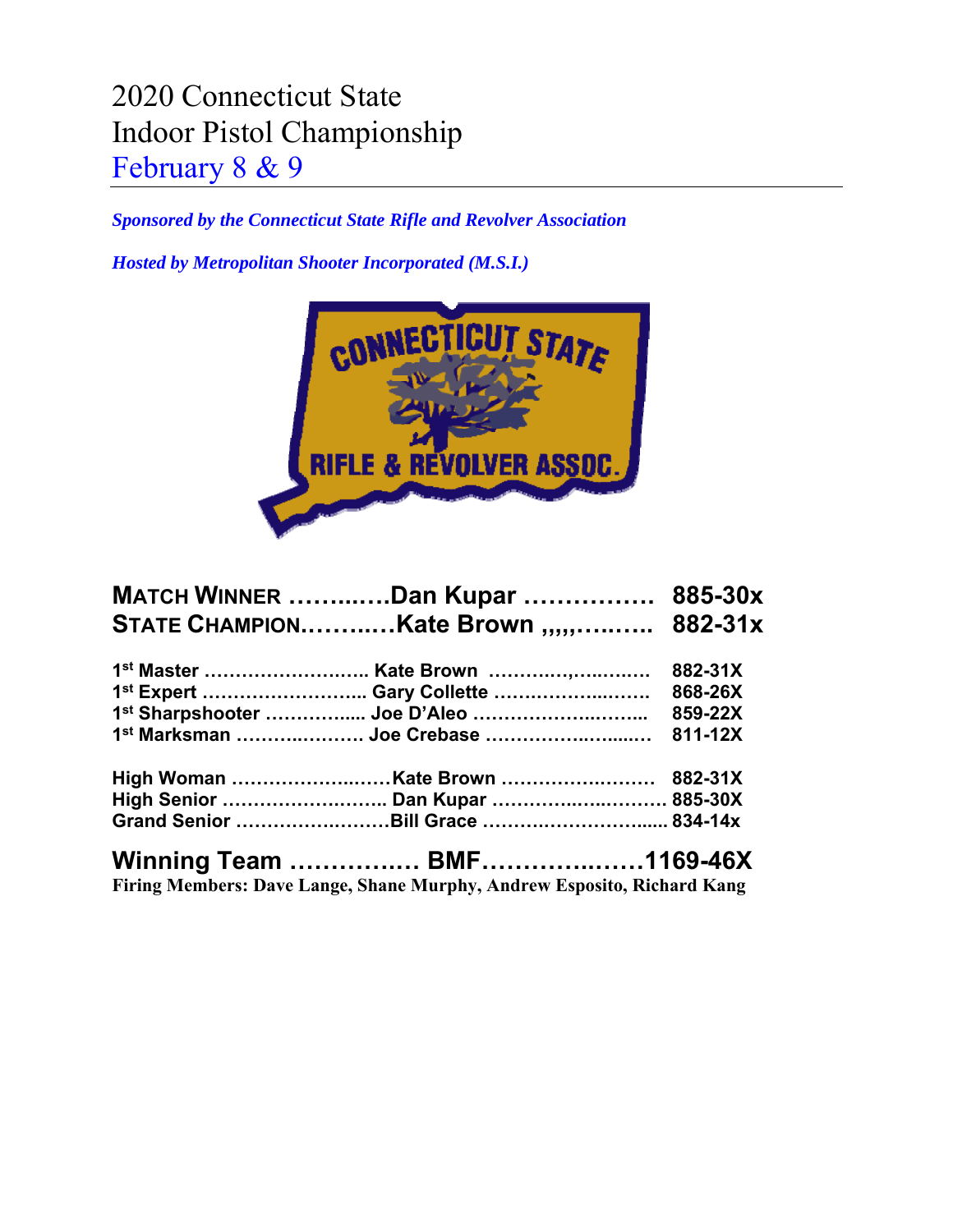# 2020 Connecticut State Indoor Pistol Championship

## February 8 & 9

***Sponsored by the Connecticut State Rifle and Revolver Association***

***Hosted by Metropolitan Shooter Incorporated (M.S.I.)***

**MATCH WINNER ………..Dan Kupar ……………. 885-30x**
**STATE CHAMPION………..Kate Brown ,,,,,……… 882-31x**

**1st Master …………………….. Kate Brown ……………………. 882-31X**
**1st Expert …………………….. Gary Collette …………………… 868-26X**
**1st Sharpshooter …………… Joe D'Aleo ……………………… 859-22X**
**1st Marksman ……………….. Joe Crebase ……………………. 811-12X**

**High Woman …………………Kate Brown …………………… 882-31X**
**High Senior …………………….. Dan Kupar …………………….. 885-30X**
**Grand Senior ……………………Bill Grace ………………………. 834-14x**

**Winning Team ……………. BMF………………1169-46X**
**Firing Members: Dave Lange, Shane Murphy, Andrew Esposito, Richard Kang**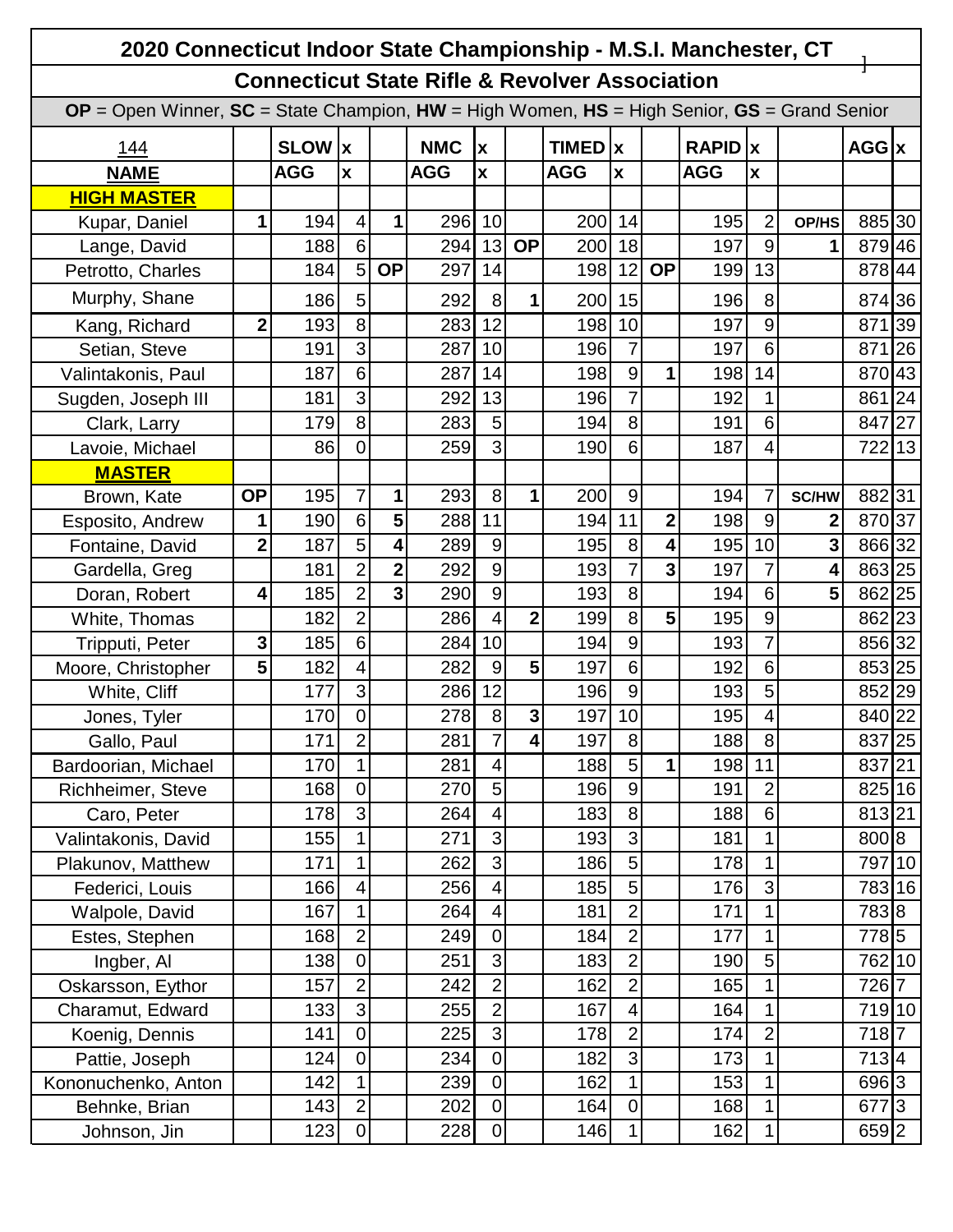# 2020 Connecticut Indoor State Championship - M.S.I. Manchester, CT

## Connecticut State Rifle & Revolver Association

**OP** = Open Winner, **SC** = State Champion, **HW** = High Women, **HS** = High Senior, **GS** = Grand Senior

| 144 | | SLOW | x | | NMC | x | | TIMED | x | | RAPID | x | | AGG | x |
|---|---|---|---|---|---|---|---|---|---|---|---|---|---|---|---|
| **NAME** | | **AGG** | **x** | | **AGG** | **x** | | **AGG** | **x** | | **AGG** | **x** | | | |
| **HIGH MASTER** | | | | | | | | | | | | | | | |
| Kupar, Daniel | **1** | 194 | 4 | **1** | 296 | 10 | | 200 | 14 | | 195 | 2 | **OP/HS** | 885 | 30 |
| Lange, David | | 188 | 6 | | 294 | 13 | **OP** | 200 | 18 | | 197 | 9 | **1** | 879 | 46 |
| Petrotto, Charles | | 184 | 5 | **OP** | 297 | 14 | | 198 | 12 | **OP** | 199 | 13 | | 878 | 44 |
| Murphy, Shane | | 186 | 5 | | 292 | 8 | **1** | 200 | 15 | | 196 | 8 | | 874 | 36 |
| Kang, Richard | **2** | 193 | 8 | | 283 | 12 | | 198 | 10 | | 197 | 9 | | 871 | 39 |
| Setian, Steve | | 191 | 3 | | 287 | 10 | | 196 | 7 | | 197 | 6 | | 871 | 26 |
| Valintakonis, Paul | | 187 | 6 | | 287 | 14 | | 198 | 9 | **1** | 198 | 14 | | 870 | 43 |
| Sugden, Joseph III | | 181 | 3 | | 292 | 13 | | 196 | 7 | | 192 | 1 | | 861 | 24 |
| Clark, Larry | | 179 | 8 | | 283 | 5 | | 194 | 8 | | 191 | 6 | | 847 | 27 |
| Lavoie, Michael | | 86 | 0 | | 259 | 3 | | 190 | 6 | | 187 | 4 | | 722 | 13 |
| **MASTER** | | | | | | | | | | | | | | | |
| Brown, Kate | **OP** | 195 | 7 | **1** | 293 | 8 | **1** | 200 | 9 | | 194 | 7 | **SC/HW** | 882 | 31 |
| Esposito, Andrew | **1** | 190 | 6 | **5** | 288 | 11 | | 194 | 11 | **2** | 198 | 9 | **2** | 870 | 37 |
| Fontaine, David | **2** | 187 | 5 | **4** | 289 | 9 | | 195 | 8 | **4** | 195 | 10 | **3** | 866 | 32 |
| Gardella, Greg | | 181 | 2 | **2** | 292 | 9 | | 193 | 7 | **3** | 197 | 7 | **4** | 863 | 25 |
| Doran, Robert | **4** | 185 | 2 | **3** | 290 | 9 | | 193 | 8 | | 194 | 6 | **5** | 862 | 25 |
| White, Thomas | | 182 | 2 | | 286 | 4 | **2** | 199 | 8 | **5** | 195 | 9 | | 862 | 23 |
| Tripputi, Peter | **3** | 185 | 6 | | 284 | 10 | | 194 | 9 | | 193 | 7 | | 856 | 32 |
| Moore, Christopher | **5** | 182 | 4 | | 282 | 9 | **5** | 197 | 6 | | 192 | 6 | | 853 | 25 |
| White, Cliff | | 177 | 3 | | 286 | 12 | | 196 | 9 | | 193 | 5 | | 852 | 29 |
| Jones, Tyler | | 170 | 0 | | 278 | 8 | **3** | 197 | 10 | | 195 | 4 | | 840 | 22 |
| Gallo, Paul | | 171 | 2 | | 281 | 7 | **4** | 197 | 8 | | 188 | 8 | | 837 | 25 |
| Bardoorian, Michael | | 170 | 1 | | 281 | 4 | | 188 | 5 | **1** | 198 | 11 | | 837 | 21 |
| Richheimer, Steve | | 168 | 0 | | 270 | 5 | | 196 | 9 | | 191 | 2 | | 825 | 16 |
| Caro, Peter | | 178 | 3 | | 264 | 4 | | 183 | 8 | | 188 | 6 | | 813 | 21 |
| Valintakonis, David | | 155 | 1 | | 271 | 3 | | 193 | 3 | | 181 | 1 | | 800 | 8 |
| Plakunov, Matthew | | 171 | 1 | | 262 | 3 | | 186 | 5 | | 178 | 1 | | 797 | 10 |
| Federici, Louis | | 166 | 4 | | 256 | 4 | | 185 | 5 | | 176 | 3 | | 783 | 16 |
| Walpole, David | | 167 | 1 | | 264 | 4 | | 181 | 2 | | 171 | 1 | | 783 | 8 |
| Estes, Stephen | | 168 | 2 | | 249 | 0 | | 184 | 2 | | 177 | 1 | | 778 | 5 |
| Ingber, Al | | 138 | 0 | | 251 | 3 | | 183 | 2 | | 190 | 5 | | 762 | 10 |
| Oskarsson, Eythor | | 157 | 2 | | 242 | 2 | | 162 | 2 | | 165 | 1 | | 726 | 7 |
| Charamut, Edward | | 133 | 3 | | 255 | 2 | | 167 | 4 | | 164 | 1 | | 719 | 10 |
| Koenig, Dennis | | 141 | 0 | | 225 | 3 | | 178 | 2 | | 174 | 2 | | 718 | 7 |
| Pattie, Joseph | | 124 | 0 | | 234 | 0 | | 182 | 3 | | 173 | 1 | | 713 | 4 |
| Kononuchenko, Anton | | 142 | 1 | | 239 | 0 | | 162 | 1 | | 153 | 1 | | 696 | 3 |
| Behnke, Brian | | 143 | 2 | | 202 | 0 | | 164 | 0 | | 168 | 1 | | 677 | 3 |
| Johnson, Jin | | 123 | 0 | | 228 | 0 | | 146 | 1 | | 162 | 1 | | 659 | 2 |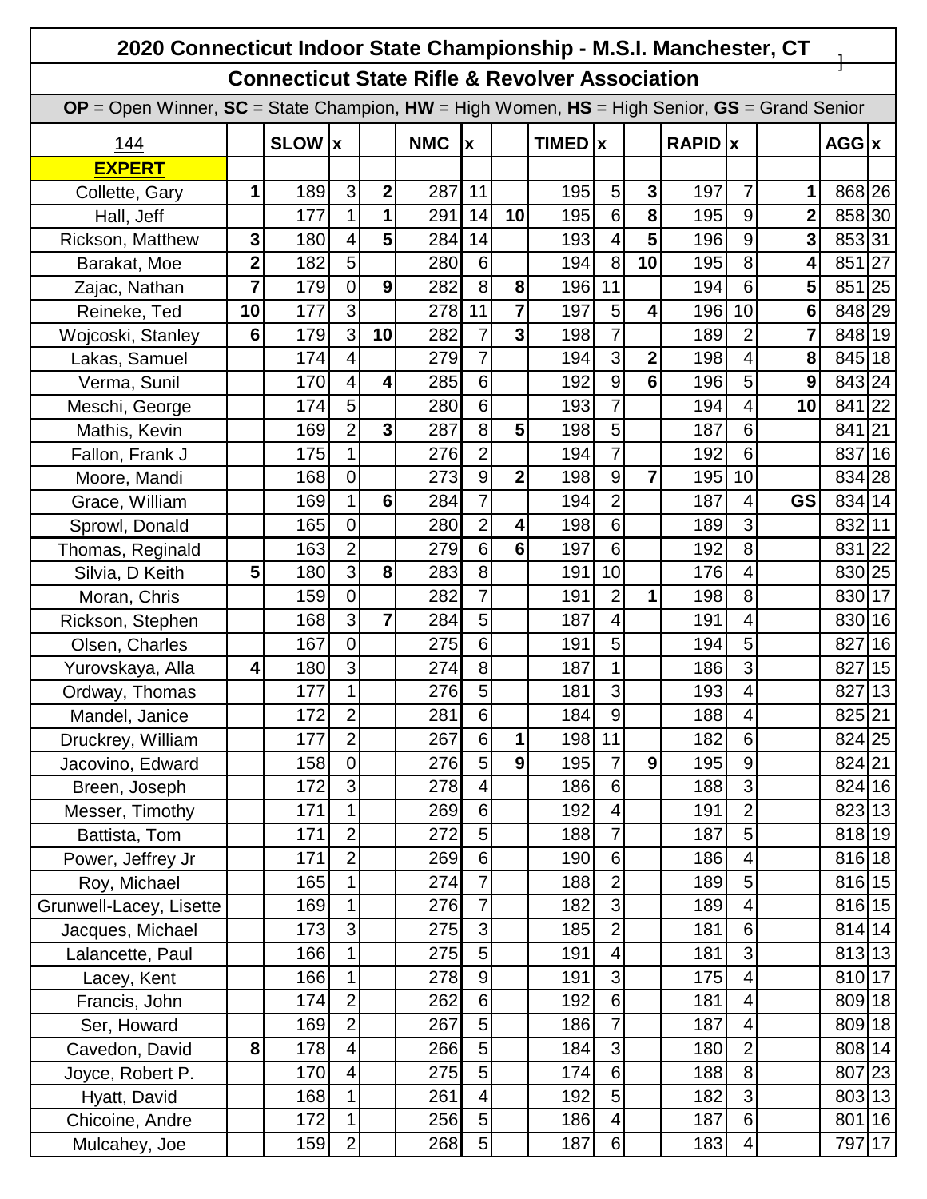# 2020 Connecticut Indoor State Championship - M.S.I. Manchester, CT

## Connecticut State Rifle & Revolver Association

**OP** = Open Winner, **SC** = State Champion, **HW** = High Women, **HS** = High Senior, **GS** = Grand Senior

| 144 | | SLOW | x | | NMC | x | | TIMED | x | | RAPID | x | | AGG | x |
|---|---|---|---|---|---|---|---|---|---|---|---|---|---|---|---|
| **EXPERT** | | | | | | | | | | | | | | | |
| Collette, Gary | **1** | 189 | 3 | **2** | 287 | 11 | | 195 | 5 | **3** | 197 | 7 | **1** | 868 | 26 |
| Hall, Jeff | | 177 | 1 | **1** | 291 | 14 | **10** | 195 | 6 | **8** | 195 | 9 | **2** | 858 | 30 |
| Rickson, Matthew | **3** | 180 | 4 | **5** | 284 | 14 | | 193 | 4 | **5** | 196 | 9 | **3** | 853 | 31 |
| Barakat, Moe | **2** | 182 | 5 | | 280 | 6 | | 194 | 8 | **10** | 195 | 8 | **4** | 851 | 27 |
| Zajac, Nathan | **7** | 179 | 0 | **9** | 282 | 8 | **8** | 196 | 11 | | 194 | 6 | **5** | 851 | 25 |
| Reineke, Ted | **10** | 177 | 3 | | 278 | 11 | **7** | 197 | 5 | **4** | 196 | 10 | **6** | 848 | 29 |
| Wojcoski, Stanley | **6** | 179 | 3 | **10** | 282 | 7 | **3** | 198 | 7 | | 189 | 2 | **7** | 848 | 19 |
| Lakas, Samuel | | 174 | 4 | | 279 | 7 | | 194 | 3 | **2** | 198 | 4 | **8** | 845 | 18 |
| Verma, Sunil | | 170 | 4 | **4** | 285 | 6 | | 192 | 9 | **6** | 196 | 5 | **9** | 843 | 24 |
| Meschi, George | | 174 | 5 | | 280 | 6 | | 193 | 7 | | 194 | 4 | **10** | 841 | 22 |
| Mathis, Kevin | | 169 | 2 | **3** | 287 | 8 | **5** | 198 | 5 | | 187 | 6 | | 841 | 21 |
| Fallon, Frank J | | 175 | 1 | | 276 | 2 | | 194 | 7 | | 192 | 6 | | 837 | 16 |
| Moore, Mandi | | 168 | 0 | | 273 | 9 | **2** | 198 | 9 | **7** | 195 | 10 | | 834 | 28 |
| Grace, William | | 169 | 1 | **6** | 284 | 7 | | 194 | 2 | | 187 | 4 | **GS** | 834 | 14 |
| Sprowl, Donald | | 165 | 0 | | 280 | 2 | **4** | 198 | 6 | | 189 | 3 | | 832 | 11 |
| Thomas, Reginald | | 163 | 2 | | 279 | 6 | **6** | 197 | 6 | | 192 | 8 | | 831 | 22 |
| Silvia, D Keith | **5** | 180 | 3 | **8** | 283 | 8 | | 191 | 10 | | 176 | 4 | | 830 | 25 |
| Moran, Chris | | 159 | 0 | | 282 | 7 | | 191 | 2 | **1** | 198 | 8 | | 830 | 17 |
| Rickson, Stephen | | 168 | 3 | **7** | 284 | 5 | | 187 | 4 | | 191 | 4 | | 830 | 16 |
| Olsen, Charles | | 167 | 0 | | 275 | 6 | | 191 | 5 | | 194 | 5 | | 827 | 16 |
| Yurovskaya, Alla | **4** | 180 | 3 | | 274 | 8 | | 187 | 1 | | 186 | 3 | | 827 | 15 |
| Ordway, Thomas | | 177 | 1 | | 276 | 5 | | 181 | 3 | | 193 | 4 | | 827 | 13 |
| Mandel, Janice | | 172 | 2 | | 281 | 6 | | 184 | 9 | | 188 | 4 | | 825 | 21 |
| Druckrey, William | | 177 | 2 | | 267 | 6 | **1** | 198 | 11 | | 182 | 6 | | 824 | 25 |
| Jacovino, Edward | | 158 | 0 | | 276 | 5 | **9** | 195 | 7 | **9** | 195 | 9 | | 824 | 21 |
| Breen, Joseph | | 172 | 3 | | 278 | 4 | | 186 | 6 | | 188 | 3 | | 824 | 16 |
| Messer, Timothy | | 171 | 1 | | 269 | 6 | | 192 | 4 | | 191 | 2 | | 823 | 13 |
| Battista, Tom | | 171 | 2 | | 272 | 5 | | 188 | 7 | | 187 | 5 | | 818 | 19 |
| Power, Jeffrey Jr | | 171 | 2 | | 269 | 6 | | 190 | 6 | | 186 | 4 | | 816 | 18 |
| Roy, Michael | | 165 | 1 | | 274 | 7 | | 188 | 2 | | 189 | 5 | | 816 | 15 |
| Grunwell-Lacey, Lisette | | 169 | 1 | | 276 | 7 | | 182 | 3 | | 189 | 4 | | 816 | 15 |
| Jacques, Michael | | 173 | 3 | | 275 | 3 | | 185 | 2 | | 181 | 6 | | 814 | 14 |
| Lalancette, Paul | | 166 | 1 | | 275 | 5 | | 191 | 4 | | 181 | 3 | | 813 | 13 |
| Lacey, Kent | | 166 | 1 | | 278 | 9 | | 191 | 3 | | 175 | 4 | | 810 | 17 |
| Francis, John | | 174 | 2 | | 262 | 6 | | 192 | 6 | | 181 | 4 | | 809 | 18 |
| Ser, Howard | | 169 | 2 | | 267 | 5 | | 186 | 7 | | 187 | 4 | | 809 | 18 |
| Cavedon, David | **8** | 178 | 4 | | 266 | 5 | | 184 | 3 | | 180 | 2 | | 808 | 14 |
| Joyce, Robert P. | | 170 | 4 | | 275 | 5 | | 174 | 6 | | 188 | 8 | | 807 | 23 |
| Hyatt, David | | 168 | 1 | | 261 | 4 | | 192 | 5 | | 182 | 3 | | 803 | 13 |
| Chicoine, Andre | | 172 | 1 | | 256 | 5 | | 186 | 4 | | 187 | 6 | | 801 | 16 |
| Mulcahey, Joe | | 159 | 2 | | 268 | 5 | | 187 | 6 | | 183 | 4 | | 797 | 17 |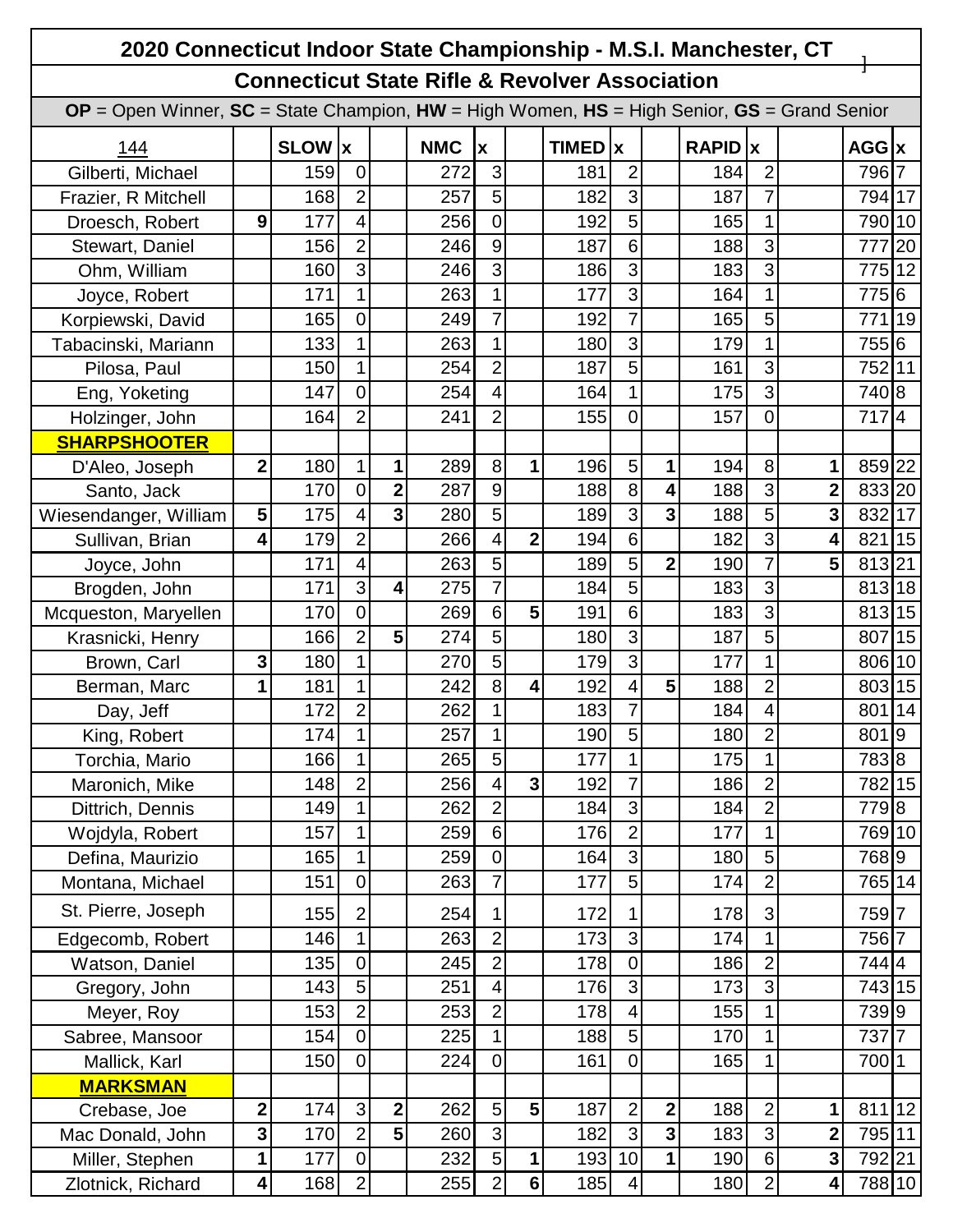# 2020 Connecticut Indoor State Championship - M.S.I. Manchester, CT

## Connecticut State Rifle & Revolver Association

**OP** = Open Winner, **SC** = State Champion, **HW** = High Women, **HS** = High Senior, **GS** = Grand Senior

| 144 | | SLOW | x | | NMC | x | | TIMED | x | | RAPID | x | | AGG | x |
|---|---|---|---|---|---|---|---|---|---|---|---|---|---|---|---|
| Gilberti, Michael | | 159 | 0 | | 272 | 3 | | 181 | 2 | | 184 | 2 | | 796 | 7 |
| Frazier, R Mitchell | | 168 | 2 | | 257 | 5 | | 182 | 3 | | 187 | 7 | | 794 | 17 |
| Droesch, Robert | **9** | 177 | 4 | | 256 | 0 | | 192 | 5 | | 165 | 1 | | 790 | 10 |
| Stewart, Daniel | | 156 | 2 | | 246 | 9 | | 187 | 6 | | 188 | 3 | | 777 | 20 |
| Ohm, William | | 160 | 3 | | 246 | 3 | | 186 | 3 | | 183 | 3 | | 775 | 12 |
| Joyce, Robert | | 171 | 1 | | 263 | 1 | | 177 | 3 | | 164 | 1 | | 775 | 6 |
| Korpiewski, David | | 165 | 0 | | 249 | 7 | | 192 | 7 | | 165 | 5 | | 771 | 19 |
| Tabacinski, Mariann | | 133 | 1 | | 263 | 1 | | 180 | 3 | | 179 | 1 | | 755 | 6 |
| Pilosa, Paul | | 150 | 1 | | 254 | 2 | | 187 | 5 | | 161 | 3 | | 752 | 11 |
| Eng, Yoketing | | 147 | 0 | | 254 | 4 | | 164 | 1 | | 175 | 3 | | 740 | 8 |
| Holzinger, John | | 164 | 2 | | 241 | 2 | | 155 | 0 | | 157 | 0 | | 717 | 4 |
| **SHARPSHOOTER** | | | | | | | | | | | | | | | |
| D'Aleo, Joseph | **2** | 180 | 1 | **1** | 289 | 8 | **1** | 196 | 5 | **1** | 194 | 8 | **1** | 859 | 22 |
| Santo, Jack | | 170 | 0 | **2** | 287 | 9 | | 188 | 8 | **4** | 188 | 3 | **2** | 833 | 20 |
| Wiesendanger, William | **5** | 175 | 4 | **3** | 280 | 5 | | 189 | 3 | **3** | 188 | 5 | **3** | 832 | 17 |
| Sullivan, Brian | **4** | 179 | 2 | | 266 | 4 | **2** | 194 | 6 | | 182 | 3 | **4** | 821 | 15 |
| Joyce, John | | 171 | 4 | | 263 | 5 | | 189 | 5 | **2** | 190 | 7 | **5** | 813 | 21 |
| Brogden, John | | 171 | 3 | **4** | 275 | 7 | | 184 | 5 | | 183 | 3 | | 813 | 18 |
| Mcqueston, Maryellen | | 170 | 0 | | 269 | 6 | **5** | 191 | 6 | | 183 | 3 | | 813 | 15 |
| Krasnicki, Henry | | 166 | 2 | **5** | 274 | 5 | | 180 | 3 | | 187 | 5 | | 807 | 15 |
| Brown, Carl | **3** | 180 | 1 | | 270 | 5 | | 179 | 3 | | 177 | 1 | | 806 | 10 |
| Berman, Marc | **1** | 181 | 1 | | 242 | 8 | **4** | 192 | 4 | **5** | 188 | 2 | | 803 | 15 |
| Day, Jeff | | 172 | 2 | | 262 | 1 | | 183 | 7 | | 184 | 4 | | 801 | 14 |
| King, Robert | | 174 | 1 | | 257 | 1 | | 190 | 5 | | 180 | 2 | | 801 | 9 |
| Torchia, Mario | | 166 | 1 | | 265 | 5 | | 177 | 1 | | 175 | 1 | | 783 | 8 |
| Maronich, Mike | | 148 | 2 | | 256 | 4 | **3** | 192 | 7 | | 186 | 2 | | 782 | 15 |
| Dittrich, Dennis | | 149 | 1 | | 262 | 2 | | 184 | 3 | | 184 | 2 | | 779 | 8 |
| Wojdyla, Robert | | 157 | 1 | | 259 | 6 | | 176 | 2 | | 177 | 1 | | 769 | 10 |
| Defina, Maurizio | | 165 | 1 | | 259 | 0 | | 164 | 3 | | 180 | 5 | | 768 | 9 |
| Montana, Michael | | 151 | 0 | | 263 | 7 | | 177 | 5 | | 174 | 2 | | 765 | 14 |
| St. Pierre, Joseph | | 155 | 2 | | 254 | 1 | | 172 | 1 | | 178 | 3 | | 759 | 7 |
| Edgecomb, Robert | | 146 | 1 | | 263 | 2 | | 173 | 3 | | 174 | 1 | | 756 | 7 |
| Watson, Daniel | | 135 | 0 | | 245 | 2 | | 178 | 0 | | 186 | 2 | | 744 | 4 |
| Gregory, John | | 143 | 5 | | 251 | 4 | | 176 | 3 | | 173 | 3 | | 743 | 15 |
| Meyer, Roy | | 153 | 2 | | 253 | 2 | | 178 | 4 | | 155 | 1 | | 739 | 9 |
| Sabree, Mansoor | | 154 | 0 | | 225 | 1 | | 188 | 5 | | 170 | 1 | | 737 | 7 |
| Mallick, Karl | | 150 | 0 | | 224 | 0 | | 161 | 0 | | 165 | 1 | | 700 | 1 |
| **MARKSMAN** | | | | | | | | | | | | | | | |
| Crebase, Joe | **2** | 174 | 3 | **2** | 262 | 5 | **5** | 187 | 2 | **2** | 188 | 2 | **1** | 811 | 12 |
| Mac Donald, John | **3** | 170 | 2 | **5** | 260 | 3 | | 182 | 3 | **3** | 183 | 3 | **2** | 795 | 11 |
| Miller, Stephen | **1** | 177 | 0 | | 232 | 5 | **1** | 193 | 10 | **1** | 190 | 6 | **3** | 792 | 21 |
| Zlotnick, Richard | **4** | 168 | 2 | | 255 | 2 | **6** | 185 | 4 | | 180 | 2 | **4** | 788 | 10 |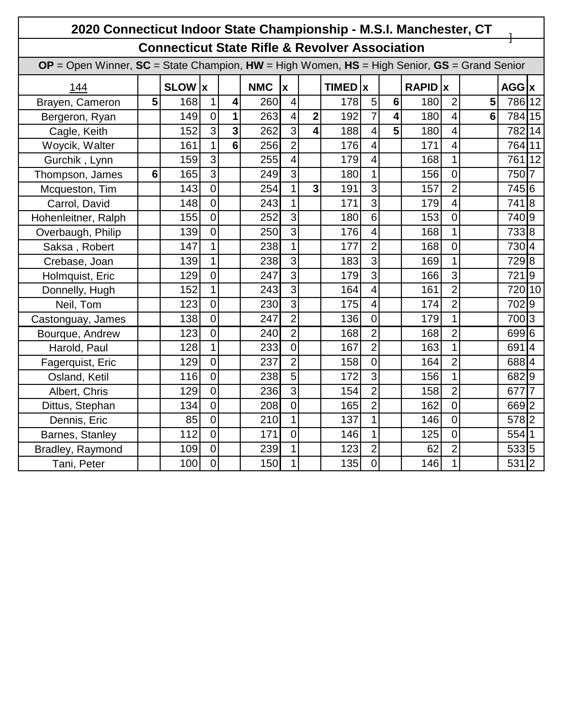# 2020 Connecticut Indoor State Championship - M.S.I. Manchester, CT

## Connecticut State Rifle & Revolver Association

**OP** = Open Winner, **SC** = State Champion, **HW** = High Women, **HS** = High Senior, **GS** = Grand Senior

| 144 | | SLOW | x | | NMC | x | | TIMED | x | | RAPID | x | | AGG | x |
|---|---|---|---|---|---|---|---|---|---|---|---|---|---|---|---|
| Brayen, Cameron | **5** | 168 | 1 | **4** | 260 | 4 | | 178 | 5 | **6** | 180 | 2 | **5** | 786 | 12 |
| Bergeron, Ryan | | 149 | 0 | **1** | 263 | 4 | **2** | 192 | 7 | **4** | 180 | 4 | **6** | 784 | 15 |
| Cagle, Keith | | 152 | 3 | **3** | 262 | 3 | **4** | 188 | 4 | **5** | 180 | 4 | | 782 | 14 |
| Woycik, Walter | | 161 | 1 | **6** | 256 | 2 | | 176 | 4 | | 171 | 4 | | 764 | 11 |
| Gurchik , Lynn | | 159 | 3 | | 255 | 4 | | 179 | 4 | | 168 | 1 | | 761 | 12 |
| Thompson, James | **6** | 165 | 3 | | 249 | 3 | | 180 | 1 | | 156 | 0 | | 750 | 7 |
| Mcqueston, Tim | | 143 | 0 | | 254 | 1 | **3** | 191 | 3 | | 157 | 2 | | 745 | 6 |
| Carrol, David | | 148 | 0 | | 243 | 1 | | 171 | 3 | | 179 | 4 | | 741 | 8 |
| Hohenleitner, Ralph | | 155 | 0 | | 252 | 3 | | 180 | 6 | | 153 | 0 | | 740 | 9 |
| Overbaugh, Philip | | 139 | 0 | | 250 | 3 | | 176 | 4 | | 168 | 1 | | 733 | 8 |
| Saksa , Robert | | 147 | 1 | | 238 | 1 | | 177 | 2 | | 168 | 0 | | 730 | 4 |
| Crebase, Joan | | 139 | 1 | | 238 | 3 | | 183 | 3 | | 169 | 1 | | 729 | 8 |
| Holmquist, Eric | | 129 | 0 | | 247 | 3 | | 179 | 3 | | 166 | 3 | | 721 | 9 |
| Donnelly, Hugh | | 152 | 1 | | 243 | 3 | | 164 | 4 | | 161 | 2 | | 720 | 10 |
| Neil, Tom | | 123 | 0 | | 230 | 3 | | 175 | 4 | | 174 | 2 | | 702 | 9 |
| Castonguay, James | | 138 | 0 | | 247 | 2 | | 136 | 0 | | 179 | 1 | | 700 | 3 |
| Bourque, Andrew | | 123 | 0 | | 240 | 2 | | 168 | 2 | | 168 | 2 | | 699 | 6 |
| Harold, Paul | | 128 | 1 | | 233 | 0 | | 167 | 2 | | 163 | 1 | | 691 | 4 |
| Fagerquist, Eric | | 129 | 0 | | 237 | 2 | | 158 | 0 | | 164 | 2 | | 688 | 4 |
| Osland, Ketil | | 116 | 0 | | 238 | 5 | | 172 | 3 | | 156 | 1 | | 682 | 9 |
| Albert, Chris | | 129 | 0 | | 236 | 3 | | 154 | 2 | | 158 | 2 | | 677 | 7 |
| Dittus, Stephan | | 134 | 0 | | 208 | 0 | | 165 | 2 | | 162 | 0 | | 669 | 2 |
| Dennis, Eric | | 85 | 0 | | 210 | 1 | | 137 | 1 | | 146 | 0 | | 578 | 2 |
| Barnes, Stanley | | 112 | 0 | | 171 | 0 | | 146 | 1 | | 125 | 0 | | 554 | 1 |
| Bradley, Raymond | | 109 | 0 | | 239 | 1 | | 123 | 2 | | 62 | 2 | | 533 | 5 |
| Tani, Peter | | 100 | 0 | | 150 | 1 | | 135 | 0 | | 146 | 1 | | 531 | 2 |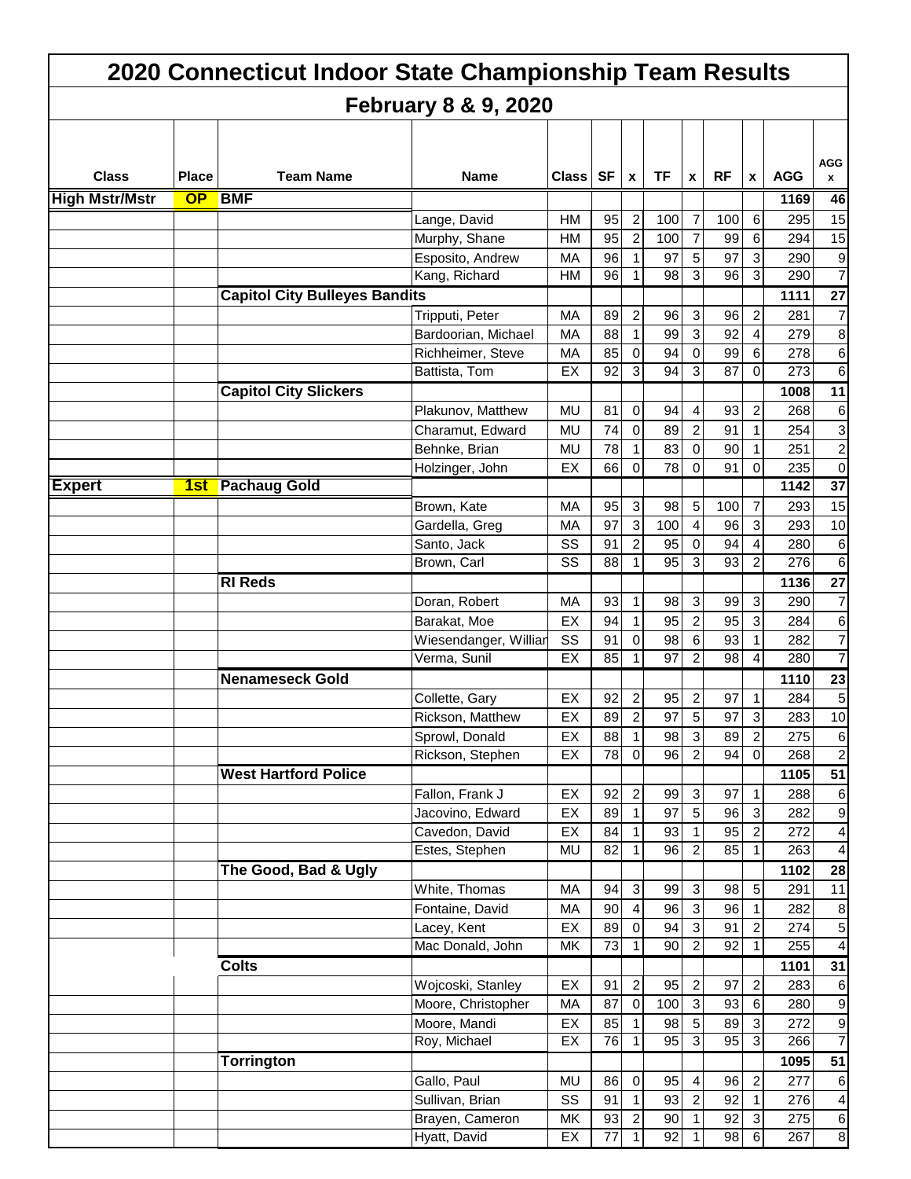# 2020 Connecticut Indoor State Championship Team Results

## February 8 & 9, 2020

| Class | Place | Team Name | Name | Class | SF | x | TF | x | RF | x | AGG | AGG x |
|---|---|---|---|---|---|---|---|---|---|---|---|---|
| **High Mstr/Mstr** | **OP** | **BMF** | | | | | | | | | 1169 | 46 |
| | | | Lange, David | HM | 95 | 2 | 100 | 7 | 100 | 6 | 295 | 15 |
| | | | Murphy, Shane | HM | 95 | 2 | 100 | 7 | 99 | 6 | 294 | 15 |
| | | | Esposito, Andrew | MA | 96 | 1 | 97 | 5 | 97 | 3 | 290 | 9 |
| | | | Kang, Richard | HM | 96 | 1 | 98 | 3 | 96 | 3 | 290 | 7 |
| | | **Capitol City Bulleyes Bandits** | | | | | | | | | 1111 | 27 |
| | | | Tripputi, Peter | MA | 89 | 2 | 96 | 3 | 96 | 2 | 281 | 7 |
| | | | Bardoorian, Michael | MA | 88 | 1 | 99 | 3 | 92 | 4 | 279 | 8 |
| | | | Richheimer, Steve | MA | 85 | 0 | 94 | 0 | 99 | 6 | 278 | 6 |
| | | | Battista, Tom | EX | 92 | 3 | 94 | 3 | 87 | 0 | 273 | 6 |
| | | **Capitol City Slickers** | | | | | | | | | 1008 | 11 |
| | | | Plakunov, Matthew | MU | 81 | 0 | 94 | 4 | 93 | 2 | 268 | 6 |
| | | | Charamut, Edward | MU | 74 | 0 | 89 | 2 | 91 | 1 | 254 | 3 |
| | | | Behnke, Brian | MU | 78 | 1 | 83 | 0 | 90 | 1 | 251 | 2 |
| | | | Holzinger, John | EX | 66 | 0 | 78 | 0 | 91 | 0 | 235 | 0 |
| **Expert** | **1st** | **Pachaug Gold** | | | | | | | | | 1142 | 37 |
| | | | Brown, Kate | MA | 95 | 3 | 98 | 5 | 100 | 7 | 293 | 15 |
| | | | Gardella, Greg | MA | 97 | 3 | 100 | 4 | 96 | 3 | 293 | 10 |
| | | | Santo, Jack | SS | 91 | 2 | 95 | 0 | 94 | 4 | 280 | 6 |
| | | | Brown, Carl | SS | 88 | 1 | 95 | 3 | 93 | 2 | 276 | 6 |
| | | **RI Reds** | | | | | | | | | 1136 | 27 |
| | | | Doran, Robert | MA | 93 | 1 | 98 | 3 | 99 | 3 | 290 | 7 |
| | | | Barakat, Moe | EX | 94 | 1 | 95 | 2 | 95 | 3 | 284 | 6 |
| | | | Wiesendanger, Willian | SS | 91 | 0 | 98 | 6 | 93 | 1 | 282 | 7 |
| | | | Verma, Sunil | EX | 85 | 1 | 97 | 2 | 98 | 4 | 280 | 7 |
| | | **Nenameseck Gold** | | | | | | | | | 1110 | 23 |
| | | | Collette, Gary | EX | 92 | 2 | 95 | 2 | 97 | 1 | 284 | 5 |
| | | | Rickson, Matthew | EX | 89 | 2 | 97 | 5 | 97 | 3 | 283 | 10 |
| | | | Sprowl, Donald | EX | 88 | 1 | 98 | 3 | 89 | 2 | 275 | 6 |
| | | | Rickson, Stephen | EX | 78 | 0 | 96 | 2 | 94 | 0 | 268 | 2 |
| | | **West Hartford Police** | | | | | | | | | 1105 | 51 |
| | | | Fallon, Frank J | EX | 92 | 2 | 99 | 3 | 97 | 1 | 288 | 6 |
| | | | Jacovino, Edward | EX | 89 | 1 | 97 | 5 | 96 | 3 | 282 | 9 |
| | | | Cavedon, David | EX | 84 | 1 | 93 | 1 | 95 | 2 | 272 | 4 |
| | | | Estes, Stephen | MU | 82 | 1 | 96 | 2 | 85 | 1 | 263 | 4 |
| | | **The Good, Bad & Ugly** | | | | | | | | | 1102 | 28 |
| | | | White, Thomas | MA | 94 | 3 | 99 | 3 | 98 | 5 | 291 | 11 |
| | | | Fontaine, David | MA | 90 | 4 | 96 | 3 | 96 | 1 | 282 | 8 |
| | | | Lacey, Kent | EX | 89 | 0 | 94 | 3 | 91 | 2 | 274 | 5 |
| | | | Mac Donald, John | MK | 73 | 1 | 90 | 2 | 92 | 1 | 255 | 4 |
| | | **Colts** | | | | | | | | | 1101 | 31 |
| | | | Wojcoski, Stanley | EX | 91 | 2 | 95 | 2 | 97 | 2 | 283 | 6 |
| | | | Moore, Christopher | MA | 87 | 0 | 100 | 3 | 93 | 6 | 280 | 9 |
| | | | Moore, Mandi | EX | 85 | 1 | 98 | 5 | 89 | 3 | 272 | 9 |
| | | | Roy, Michael | EX | 76 | 1 | 95 | 3 | 95 | 3 | 266 | 7 |
| | | **Torrington** | | | | | | | | | 1095 | 51 |
| | | | Gallo, Paul | MU | 86 | 0 | 95 | 4 | 96 | 2 | 277 | 6 |
| | | | Sullivan, Brian | SS | 91 | 1 | 93 | 2 | 92 | 1 | 276 | 4 |
| | | | Brayen, Cameron | MK | 93 | 2 | 90 | 1 | 92 | 3 | 275 | 6 |
| | | | Hyatt, David | EX | 77 | 1 | 92 | 1 | 98 | 6 | 267 | 8 |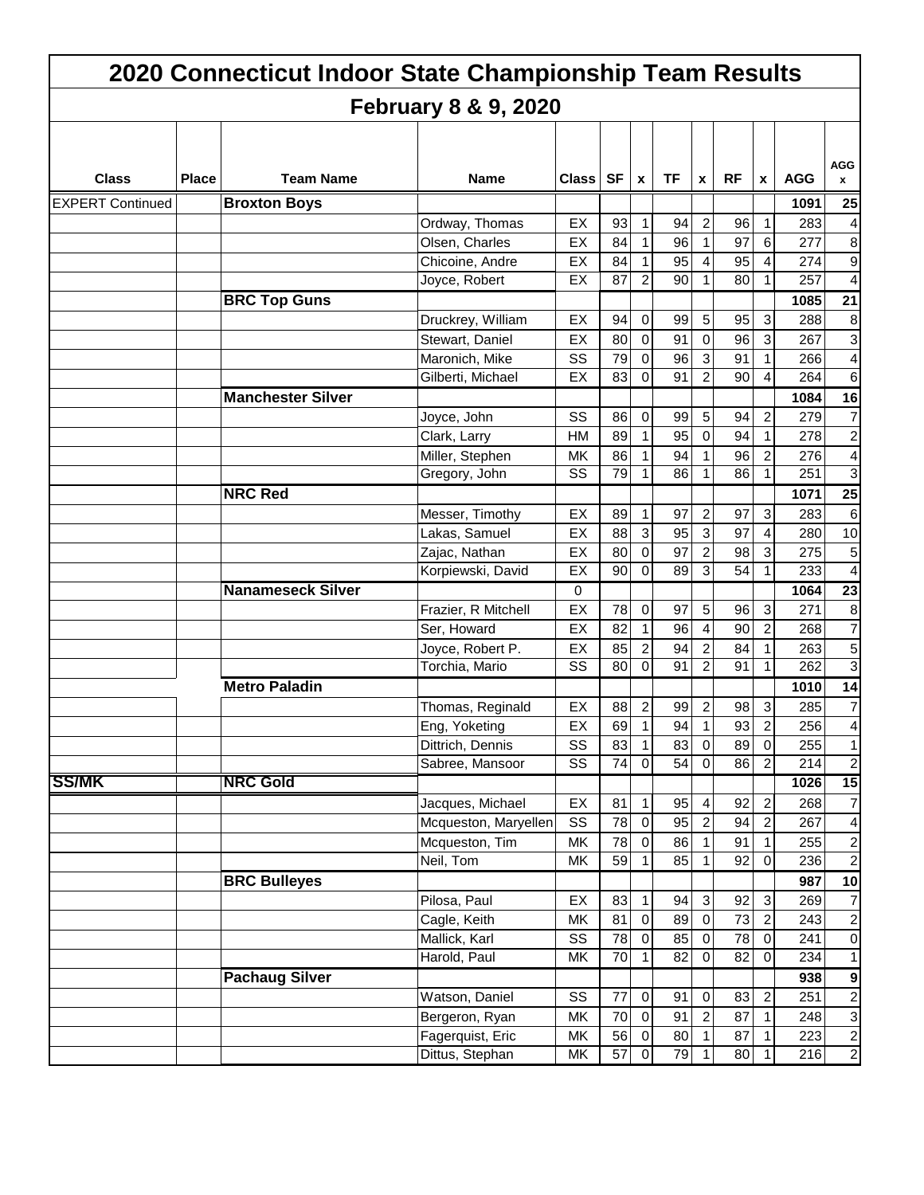# 2020 Connecticut Indoor State Championship Team Results

## February 8 & 9, 2020

| Class | Place | Team Name | Name | Class | SF | x | TF | x | RF | x | AGG | AGG x |
|---|---|---|---|---|---|---|---|---|---|---|---|---|
| EXPERT Continued | | **Broxton Boys** | | | | | | | | | 1091 | 25 |
| | | | Ordway, Thomas | EX | 93 | 1 | 94 | 2 | 96 | 1 | 283 | 4 |
| | | | Olsen, Charles | EX | 84 | 1 | 96 | 1 | 97 | 6 | 277 | 8 |
| | | | Chicoine, Andre | EX | 84 | 1 | 95 | 4 | 95 | 4 | 274 | 9 |
| | | | Joyce, Robert | EX | 87 | 2 | 90 | 1 | 80 | 1 | 257 | 4 |
| | | **BRC Top Guns** | | | | | | | | | 1085 | 21 |
| | | | Druckrey, William | EX | 94 | 0 | 99 | 5 | 95 | 3 | 288 | 8 |
| | | | Stewart, Daniel | EX | 80 | 0 | 91 | 0 | 96 | 3 | 267 | 3 |
| | | | Maronich, Mike | SS | 79 | 0 | 96 | 3 | 91 | 1 | 266 | 4 |
| | | | Gilberti, Michael | EX | 83 | 0 | 91 | 2 | 90 | 4 | 264 | 6 |
| | | **Manchester Silver** | | | | | | | | | 1084 | 16 |
| | | | Joyce, John | SS | 86 | 0 | 99 | 5 | 94 | 2 | 279 | 7 |
| | | | Clark, Larry | HM | 89 | 1 | 95 | 0 | 94 | 1 | 278 | 2 |
| | | | Miller, Stephen | MK | 86 | 1 | 94 | 1 | 96 | 2 | 276 | 4 |
| | | | Gregory, John | SS | 79 | 1 | 86 | 1 | 86 | 1 | 251 | 3 |
| | | **NRC Red** | | | | | | | | | 1071 | 25 |
| | | | Messer, Timothy | EX | 89 | 1 | 97 | 2 | 97 | 3 | 283 | 6 |
| | | | Lakas, Samuel | EX | 88 | 3 | 95 | 3 | 97 | 4 | 280 | 10 |
| | | | Zajac, Nathan | EX | 80 | 0 | 97 | 2 | 98 | 3 | 275 | 5 |
| | | | Korpiewski, David | EX | 90 | 0 | 89 | 3 | 54 | 1 | 233 | 4 |
| | | **Nanameseck Silver** | | 0 | | | | | | | 1064 | 23 |
| | | | Frazier, R Mitchell | EX | 78 | 0 | 97 | 5 | 96 | 3 | 271 | 8 |
| | | | Ser, Howard | EX | 82 | 1 | 96 | 4 | 90 | 2 | 268 | 7 |
| | | | Joyce, Robert P. | EX | 85 | 2 | 94 | 2 | 84 | 1 | 263 | 5 |
| | | | Torchia, Mario | SS | 80 | 0 | 91 | 2 | 91 | 1 | 262 | 3 |
| | | **Metro Paladin** | | | | | | | | | 1010 | 14 |
| | | | Thomas, Reginald | EX | 88 | 2 | 99 | 2 | 98 | 3 | 285 | 7 |
| | | | Eng, Yoketing | EX | 69 | 1 | 94 | 1 | 93 | 2 | 256 | 4 |
| | | | Dittrich, Dennis | SS | 83 | 1 | 83 | 0 | 89 | 0 | 255 | 1 |
| | | | Sabree, Mansoor | SS | 74 | 0 | 54 | 0 | 86 | 2 | 214 | 2 |
| **SS/MK** | | **NRC Gold** | | | | | | | | | 1026 | 15 |
| | | | Jacques, Michael | EX | 81 | 1 | 95 | 4 | 92 | 2 | 268 | 7 |
| | | | Mcqueston, Maryellen | SS | 78 | 0 | 95 | 2 | 94 | 2 | 267 | 4 |
| | | | Mcqueston, Tim | MK | 78 | 0 | 86 | 1 | 91 | 1 | 255 | 2 |
| | | | Neil, Tom | MK | 59 | 1 | 85 | 1 | 92 | 0 | 236 | 2 |
| | | **BRC Bulleyes** | | | | | | | | | 987 | 10 |
| | | | Pilosa, Paul | EX | 83 | 1 | 94 | 3 | 92 | 3 | 269 | 7 |
| | | | Cagle, Keith | MK | 81 | 0 | 89 | 0 | 73 | 2 | 243 | 2 |
| | | | Mallick, Karl | SS | 78 | 0 | 85 | 0 | 78 | 0 | 241 | 0 |
| | | | Harold, Paul | MK | 70 | 1 | 82 | 0 | 82 | 0 | 234 | 1 |
| | | **Pachaug Silver** | | | | | | | | | 938 | 9 |
| | | | Watson, Daniel | SS | 77 | 0 | 91 | 0 | 83 | 2 | 251 | 2 |
| | | | Bergeron, Ryan | MK | 70 | 0 | 91 | 2 | 87 | 1 | 248 | 3 |
| | | | Fagerquist, Eric | MK | 56 | 0 | 80 | 1 | 87 | 1 | 223 | 2 |
| | | | Dittus, Stephan | MK | 57 | 0 | 79 | 1 | 80 | 1 | 216 | 2 |